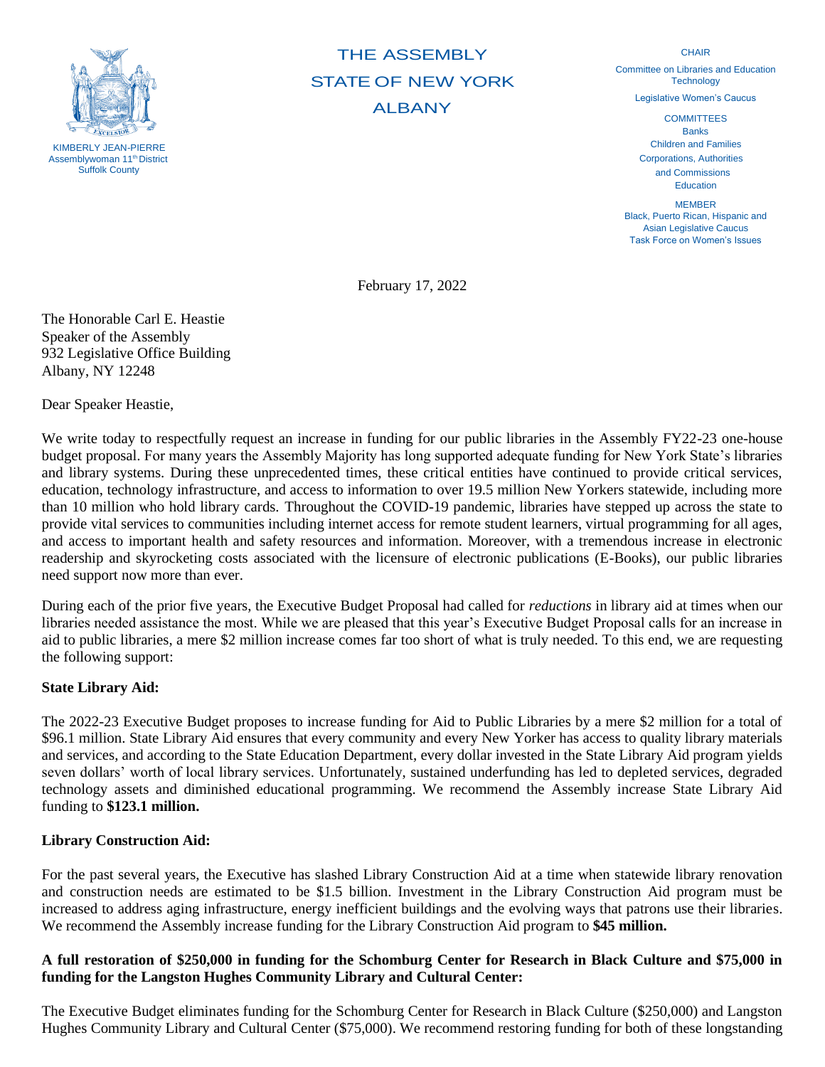# THE ASSEMBLY
# STATE OF NEW YORK
# ALBANY

KIMBERLY JEAN-PIERRE
Assemblywoman 11th District
Suffolk County

CHAIR
Committee on Libraries and Education Technology
Legislative Women's Caucus

COMMITTEES
Banks
Children and Families
Corporations, Authorities and Commissions
Education

MEMBER
Black, Puerto Rican, Hispanic and Asian Legislative Caucus
Task Force on Women's Issues

February 17, 2022

The Honorable Carl E. Heastie
Speaker of the Assembly
932 Legislative Office Building
Albany, NY 12248

Dear Speaker Heastie,

We write today to respectfully request an increase in funding for our public libraries in the Assembly FY22-23 one-house budget proposal. For many years the Assembly Majority has long supported adequate funding for New York State's libraries and library systems. During these unprecedented times, these critical entities have continued to provide critical services, education, technology infrastructure, and access to information to over 19.5 million New Yorkers statewide, including more than 10 million who hold library cards. Throughout the COVID-19 pandemic, libraries have stepped up across the state to provide vital services to communities including internet access for remote student learners, virtual programming for all ages, and access to important health and safety resources and information. Moreover, with a tremendous increase in electronic readership and skyrocketing costs associated with the licensure of electronic publications (E-Books), our public libraries need support now more than ever.

During each of the prior five years, the Executive Budget Proposal had called for *reductions* in library aid at times when our libraries needed assistance the most. While we are pleased that this year's Executive Budget Proposal calls for an increase in aid to public libraries, a mere $2 million increase comes far too short of what is truly needed. To this end, we are requesting the following support:

**State Library Aid:**

The 2022-23 Executive Budget proposes to increase funding for Aid to Public Libraries by a mere $2 million for a total of $96.1 million. State Library Aid ensures that every community and every New Yorker has access to quality library materials and services, and according to the State Education Department, every dollar invested in the State Library Aid program yields seven dollars' worth of local library services. Unfortunately, sustained underfunding has led to depleted services, degraded technology assets and diminished educational programming. We recommend the Assembly increase State Library Aid funding to **$123.1 million.**

**Library Construction Aid:**

For the past several years, the Executive has slashed Library Construction Aid at a time when statewide library renovation and construction needs are estimated to be $1.5 billion. Investment in the Library Construction Aid program must be increased to address aging infrastructure, energy inefficient buildings and the evolving ways that patrons use their libraries. We recommend the Assembly increase funding for the Library Construction Aid program to **$45 million.**

**A full restoration of $250,000 in funding for the Schomburg Center for Research in Black Culture and $75,000 in funding for the Langston Hughes Community Library and Cultural Center:**

The Executive Budget eliminates funding for the Schomburg Center for Research in Black Culture ($250,000) and Langston Hughes Community Library and Cultural Center ($75,000). We recommend restoring funding for both of these longstanding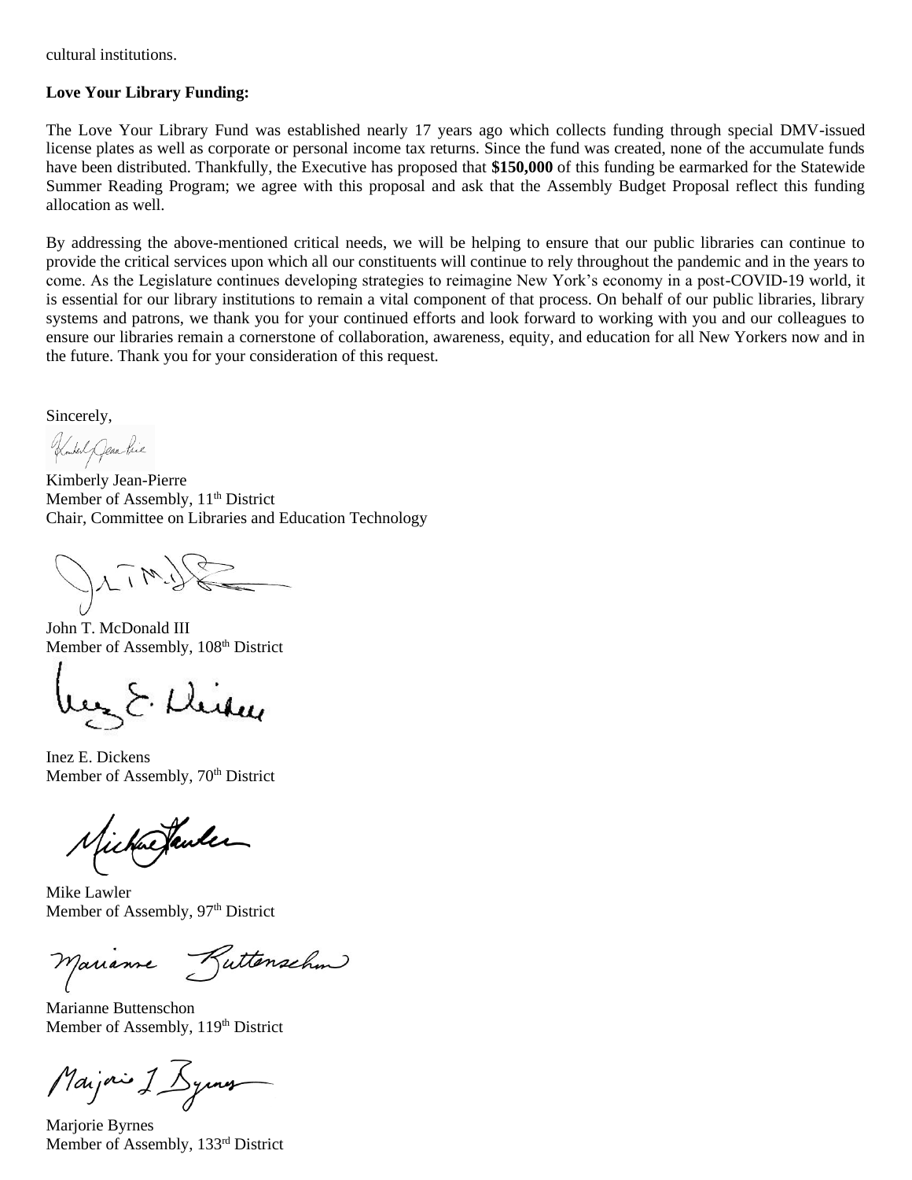cultural institutions.

**Love Your Library Funding:**

The Love Your Library Fund was established nearly 17 years ago which collects funding through special DMV-issued license plates as well as corporate or personal income tax returns. Since the fund was created, none of the accumulate funds have been distributed. Thankfully, the Executive has proposed that **$150,000** of this funding be earmarked for the Statewide Summer Reading Program; we agree with this proposal and ask that the Assembly Budget Proposal reflect this funding allocation as well.

By addressing the above-mentioned critical needs, we will be helping to ensure that our public libraries can continue to provide the critical services upon which all our constituents will continue to rely throughout the pandemic and in the years to come. As the Legislature continues developing strategies to reimagine New York's economy in a post-COVID-19 world, it is essential for our library institutions to remain a vital component of that process. On behalf of our public libraries, library systems and patrons, we thank you for your continued efforts and look forward to working with you and our colleagues to ensure our libraries remain a cornerstone of collaboration, awareness, equity, and education for all New Yorkers now and in the future. Thank you for your consideration of this request.

Sincerely,

Kimberly Jean-Pierre
Member of Assembly, 11th District
Chair, Committee on Libraries and Education Technology

John T. McDonald III
Member of Assembly, 108th District

Inez E. Dickens
Member of Assembly, 70th District

Mike Lawler
Member of Assembly, 97th District

Marianne Buttenschon
Member of Assembly, 119th District

Marjorie Byrnes
Member of Assembly, 133rd District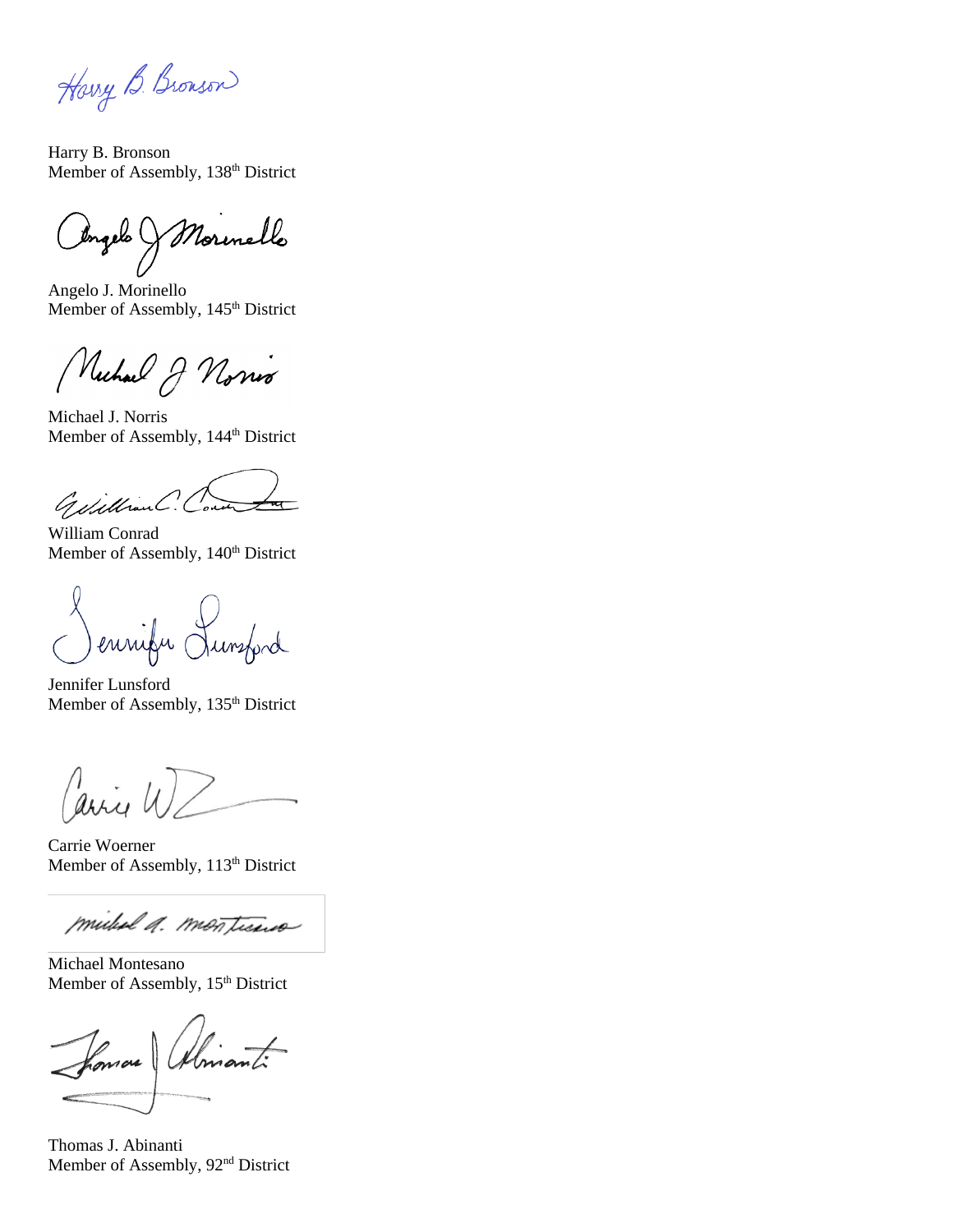Harry B. Bronson
Member of Assembly, 138th District

Angelo J. Morinello
Member of Assembly, 145th District

Michael J. Norris
Member of Assembly, 144th District

William Conrad
Member of Assembly, 140th District

Jennifer Lunsford
Member of Assembly, 135th District

Carrie Woerner
Member of Assembly, 113th District

Michael Montesano
Member of Assembly, 15th District

Thomas J. Abinanti
Member of Assembly, 92nd District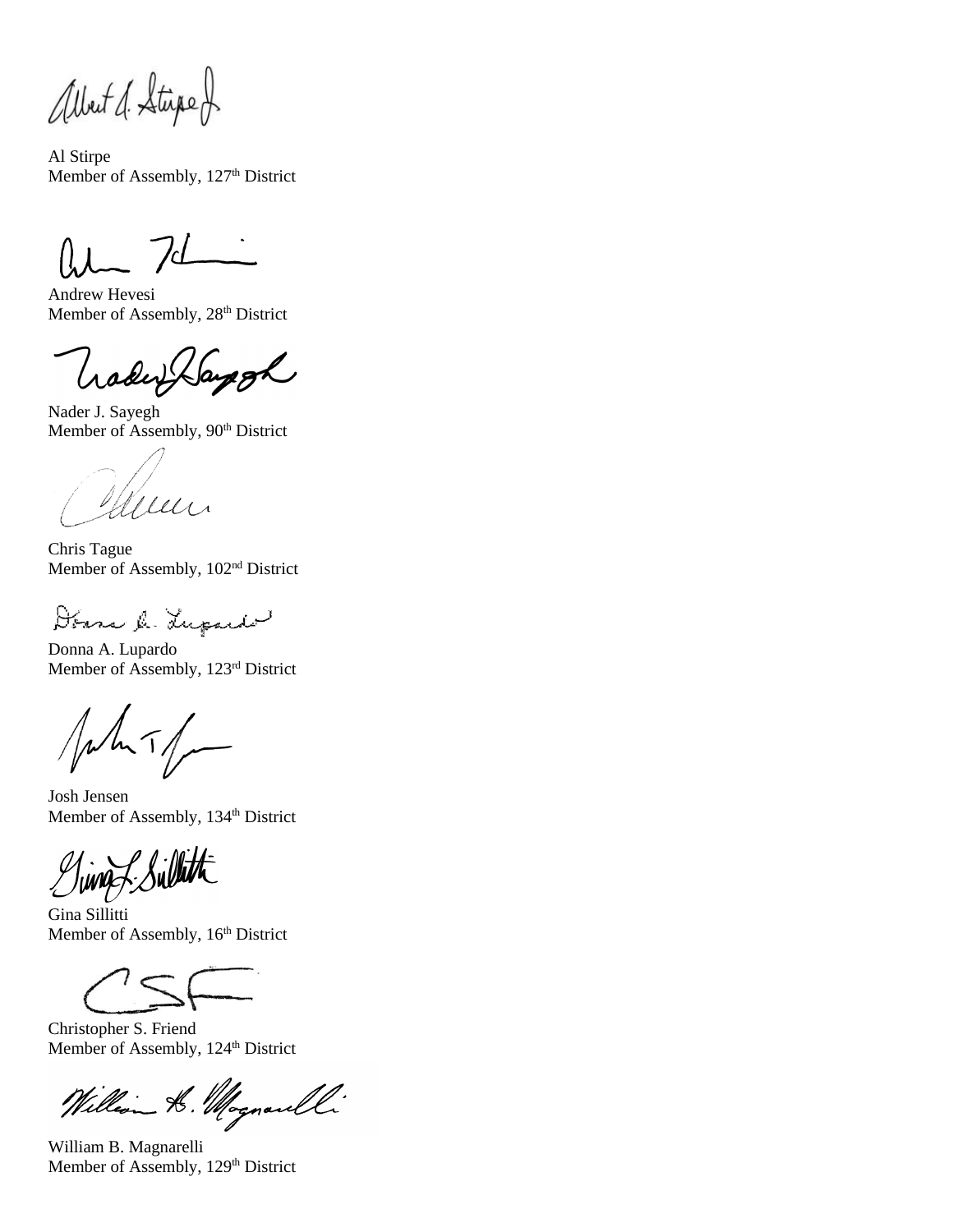Al Stirpe
Member of Assembly, 127th District

Andrew Hevesi
Member of Assembly, 28th District

Nader J. Sayegh
Member of Assembly, 90th District

Chris Tague
Member of Assembly, 102nd District

Donna A. Lupardo
Member of Assembly, 123rd District

Josh Jensen
Member of Assembly, 134th District

Gina Sillitti
Member of Assembly, 16th District

Christopher S. Friend
Member of Assembly, 124th District

William B. Magnarelli
Member of Assembly, 129th District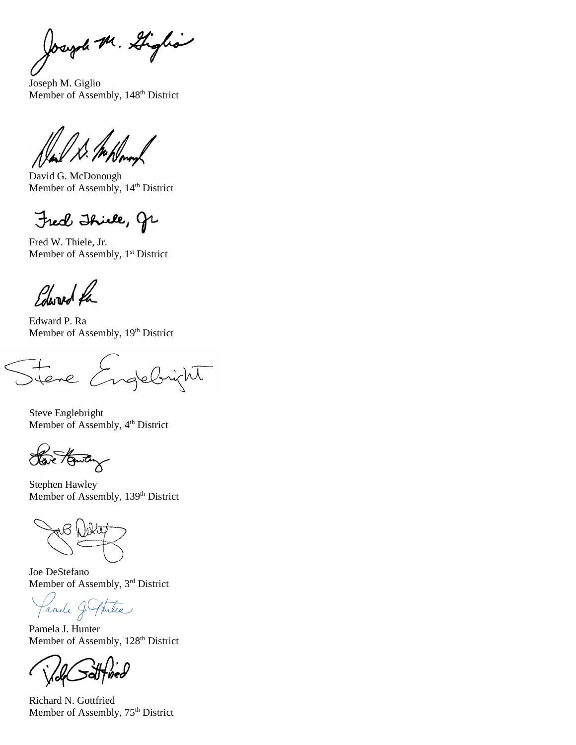Joseph M. Giglio
Member of Assembly, 148th District

David G. McDonough
Member of Assembly, 14th District

Fred W. Thiele, Jr.
Member of Assembly, 1st District

Edward P. Ra
Member of Assembly, 19th District

Steve Englebright
Member of Assembly, 4th District

Stephen Hawley
Member of Assembly, 139th District

Joe DeStefano
Member of Assembly, 3rd District

Pamela J. Hunter
Member of Assembly, 128th District

Richard N. Gottfried
Member of Assembly, 75th District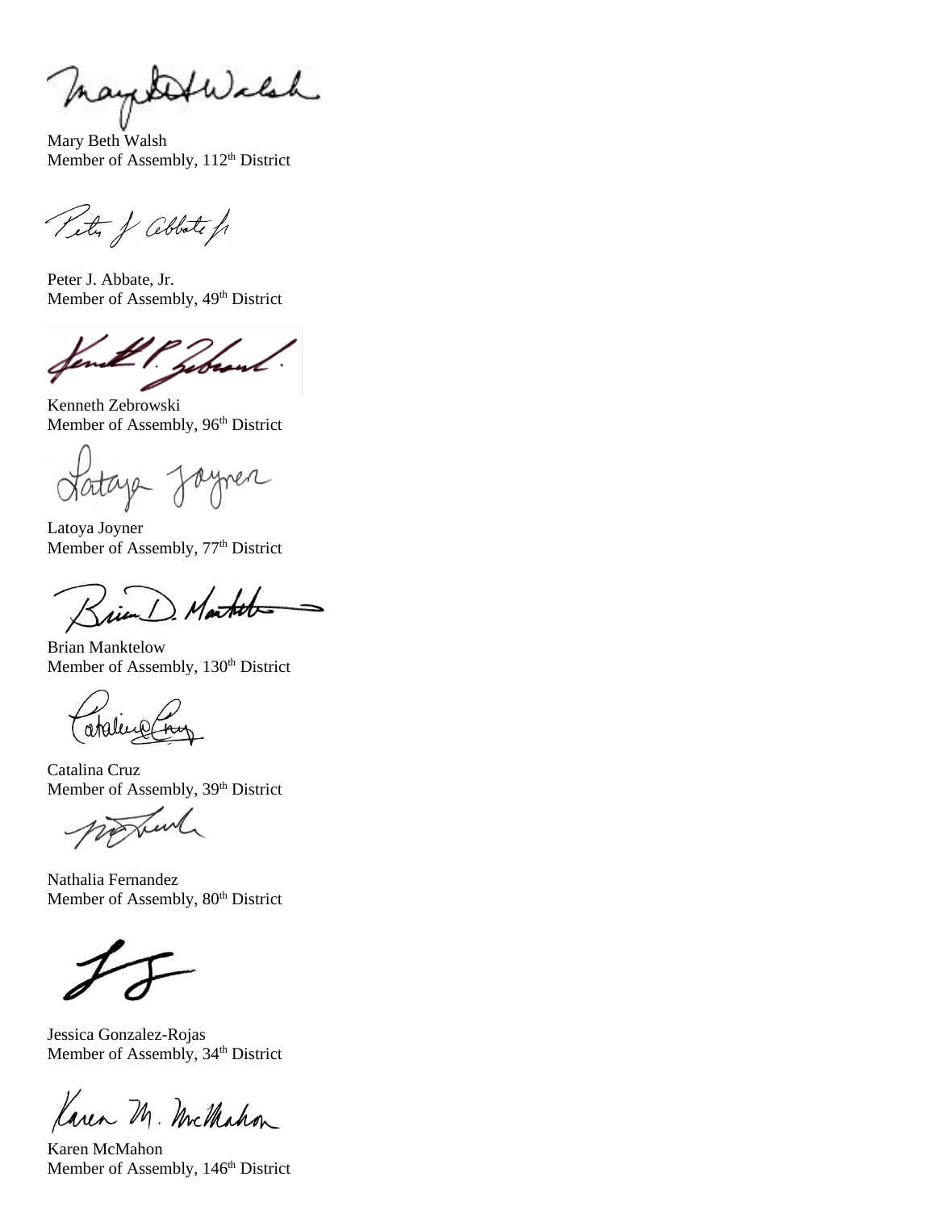Mary Beth Walsh
Member of Assembly, 112th District

Peter J. Abbate, Jr.
Member of Assembly, 49th District

Kenneth Zebrowski
Member of Assembly, 96th District

Latoya Joyner
Member of Assembly, 77th District

Brian Manktelow
Member of Assembly, 130th District

Catalina Cruz
Member of Assembly, 39th District

Nathalia Fernandez
Member of Assembly, 80th District

Jessica Gonzalez-Rojas
Member of Assembly, 34th District

Karen McMahon
Member of Assembly, 146th District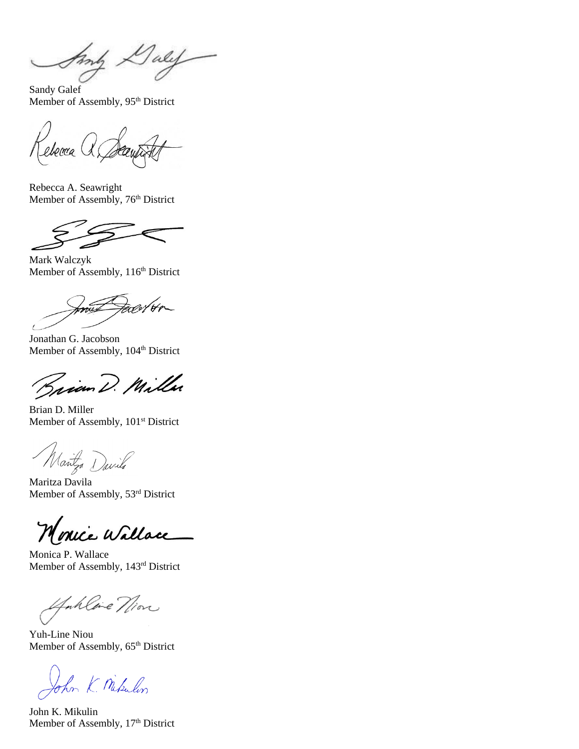Sandy Galef
Member of Assembly, 95th District

Rebecca A. Seawright
Member of Assembly, 76th District

Mark Walczyk
Member of Assembly, 116th District

Jonathan G. Jacobson
Member of Assembly, 104th District

Brian D. Miller
Member of Assembly, 101st District

Maritza Davila
Member of Assembly, 53rd District

Monica P. Wallace
Member of Assembly, 143rd District

Yuh-Line Niou
Member of Assembly, 65th District

John K. Mikulin
Member of Assembly, 17th District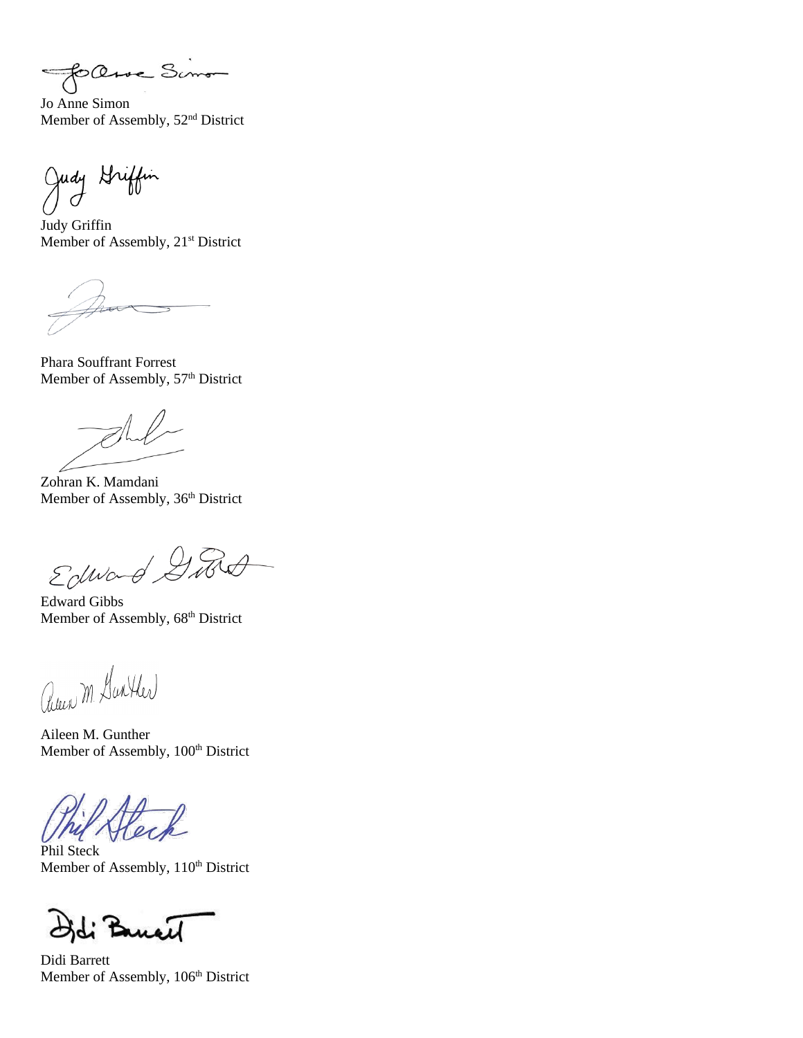Jo Anne Simon
Member of Assembly, 52nd District

Judy Griffin
Member of Assembly, 21st District

Phara Souffrant Forrest
Member of Assembly, 57th District

Zohran K. Mamdani
Member of Assembly, 36th District

Edward Gibbs
Member of Assembly, 68th District

Aileen M. Gunther
Member of Assembly, 100th District

Phil Steck
Member of Assembly, 110th District

Didi Barrett
Member of Assembly, 106th District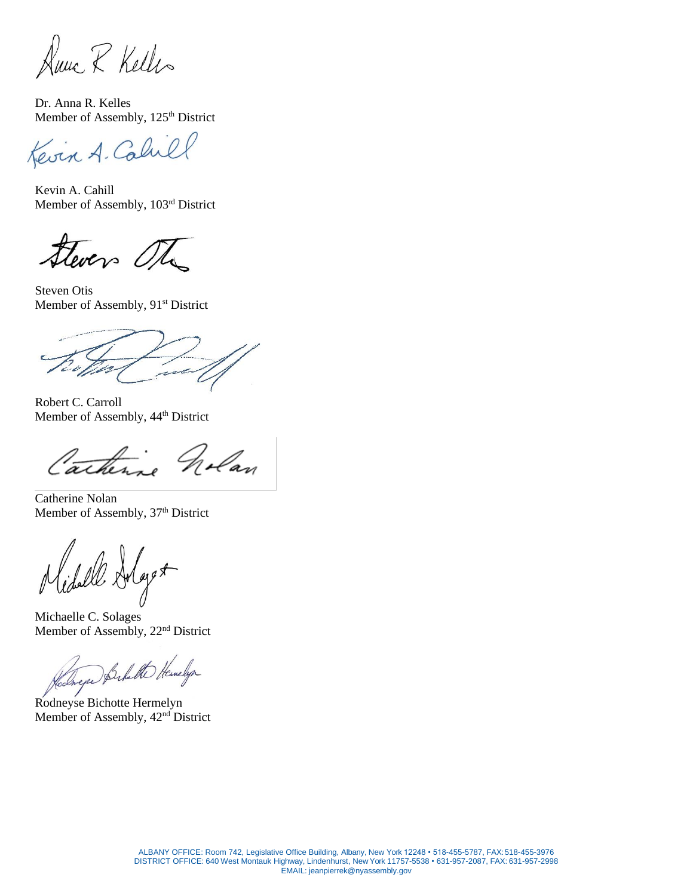Dr. Anna R. Kelles
Member of Assembly, 125th District

Kevin A. Cahill
Member of Assembly, 103rd District

Steven Otis
Member of Assembly, 91st District

Robert C. Carroll
Member of Assembly, 44th District

Catherine Nolan
Member of Assembly, 37th District

Michaelle C. Solages
Member of Assembly, 22nd District

Rodneyse Bichotte Hermelyn
Member of Assembly, 42nd District

ALBANY OFFICE: Room 742, Legislative Office Building, Albany, New York 12248 • 518-455-5787, FAX: 518-455-3976
DISTRICT OFFICE: 640 West Montauk Highway, Lindenhurst, New York 11757-5538 • 631-957-2087, FAX: 631-957-2998
EMAIL: jeanpierrek@nyassembly.gov